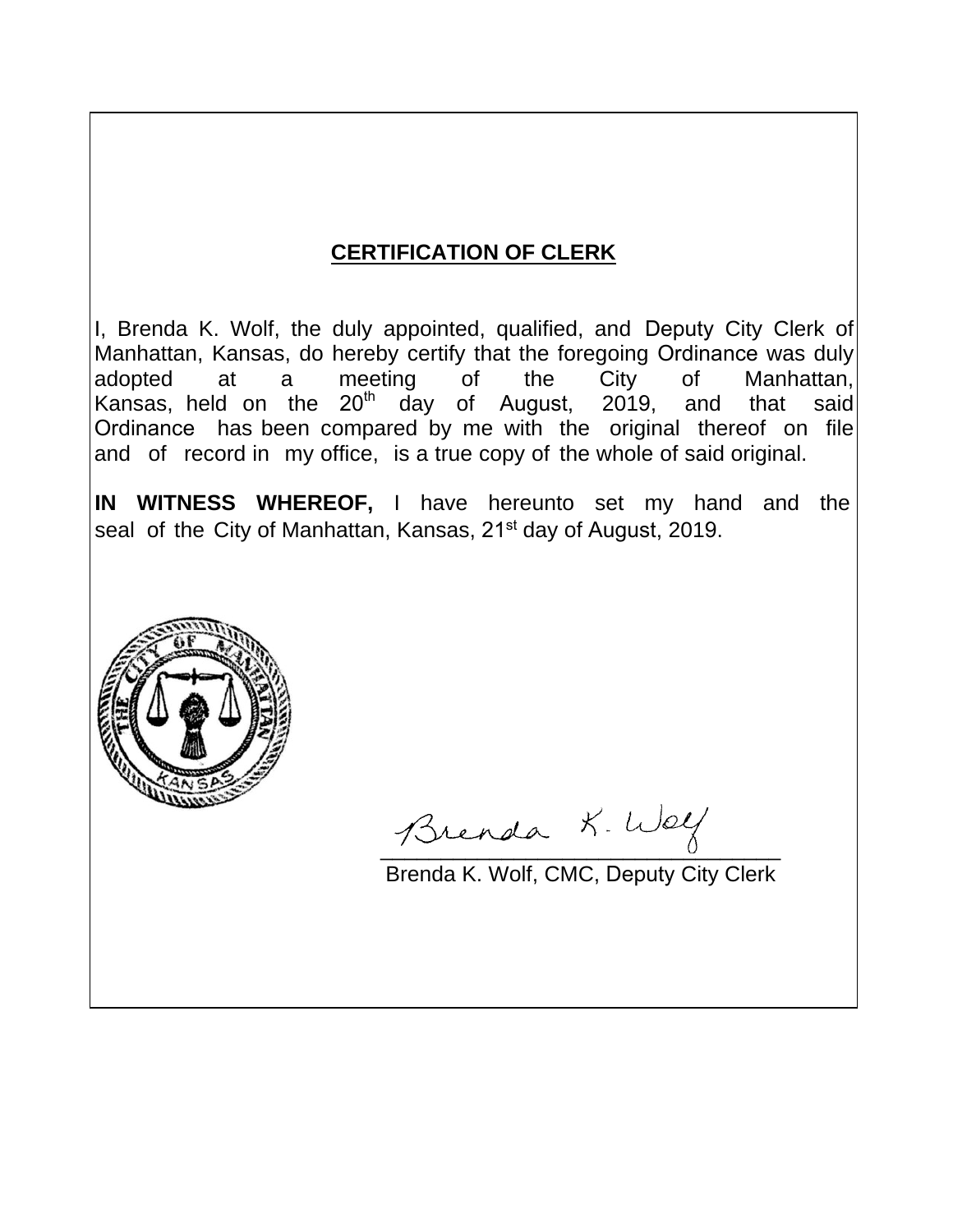## CERTIFICATION OF CLERK

I, Brenda K. Wolf, the duly appointed, qualified, and Deputy City Clerk of Manhattan, Kansas, do hereby certify that the foregoing Ordinance was duly adopted at a meeting of the City of Manhattan, Kansas, held on the 20th day of August, 2019, and that said Ordinance has been compared by me with the original thereof on file and of record in my office, is a true copy of the whole of said original.

**IN WITNESS WHEREOF,** I have hereunto set my hand and the seal of the City of Manhattan, Kansas, 21st day of August, 2019.

Brenda K. Wolf

Brenda K. Wolf, CMC, Deputy City Clerk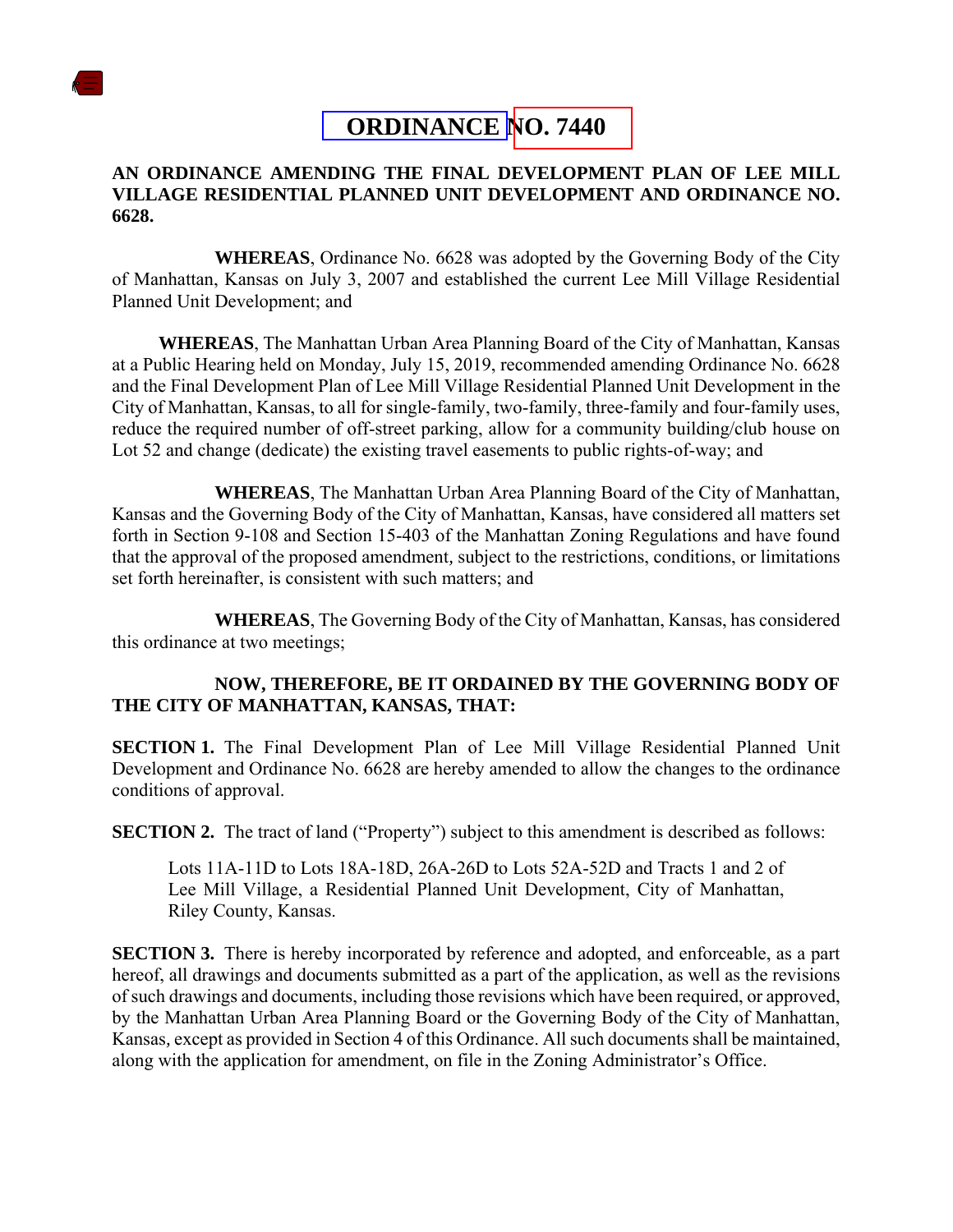# ORDINANCE NO. 7440

**AN ORDINANCE AMENDING THE FINAL DEVELOPMENT PLAN OF LEE MILL VILLAGE RESIDENTIAL PLANNED UNIT DEVELOPMENT AND ORDINANCE NO. 6628.**

**WHEREAS**, Ordinance No. 6628 was adopted by the Governing Body of the City of Manhattan, Kansas on July 3, 2007 and established the current Lee Mill Village Residential Planned Unit Development; and

**WHEREAS**, The Manhattan Urban Area Planning Board of the City of Manhattan, Kansas at a Public Hearing held on Monday, July 15, 2019, recommended amending Ordinance No. 6628 and the Final Development Plan of Lee Mill Village Residential Planned Unit Development in the City of Manhattan, Kansas, to all for single-family, two-family, three-family and four-family uses, reduce the required number of off-street parking, allow for a community building/club house on Lot 52 and change (dedicate) the existing travel easements to public rights-of-way; and

**WHEREAS**, The Manhattan Urban Area Planning Board of the City of Manhattan, Kansas and the Governing Body of the City of Manhattan, Kansas, have considered all matters set forth in Section 9-108 and Section 15-403 of the Manhattan Zoning Regulations and have found that the approval of the proposed amendment, subject to the restrictions, conditions, or limitations set forth hereinafter, is consistent with such matters; and

**WHEREAS**, The Governing Body of the City of Manhattan, Kansas, has considered this ordinance at two meetings;

**NOW, THEREFORE, BE IT ORDAINED BY THE GOVERNING BODY OF THE CITY OF MANHATTAN, KANSAS, THAT:**

**SECTION 1.** The Final Development Plan of Lee Mill Village Residential Planned Unit Development and Ordinance No. 6628 are hereby amended to allow the changes to the ordinance conditions of approval.

**SECTION 2.** The tract of land ("Property") subject to this amendment is described as follows:

> Lots 11A-11D to Lots 18A-18D, 26A-26D to Lots 52A-52D and Tracts 1 and 2 of Lee Mill Village, a Residential Planned Unit Development, City of Manhattan, Riley County, Kansas.

**SECTION 3.** There is hereby incorporated by reference and adopted, and enforceable, as a part hereof, all drawings and documents submitted as a part of the application, as well as the revisions of such drawings and documents, including those revisions which have been required, or approved, by the Manhattan Urban Area Planning Board or the Governing Body of the City of Manhattan, Kansas, except as provided in Section 4 of this Ordinance. All such documents shall be maintained, along with the application for amendment, on file in the Zoning Administrator's Office.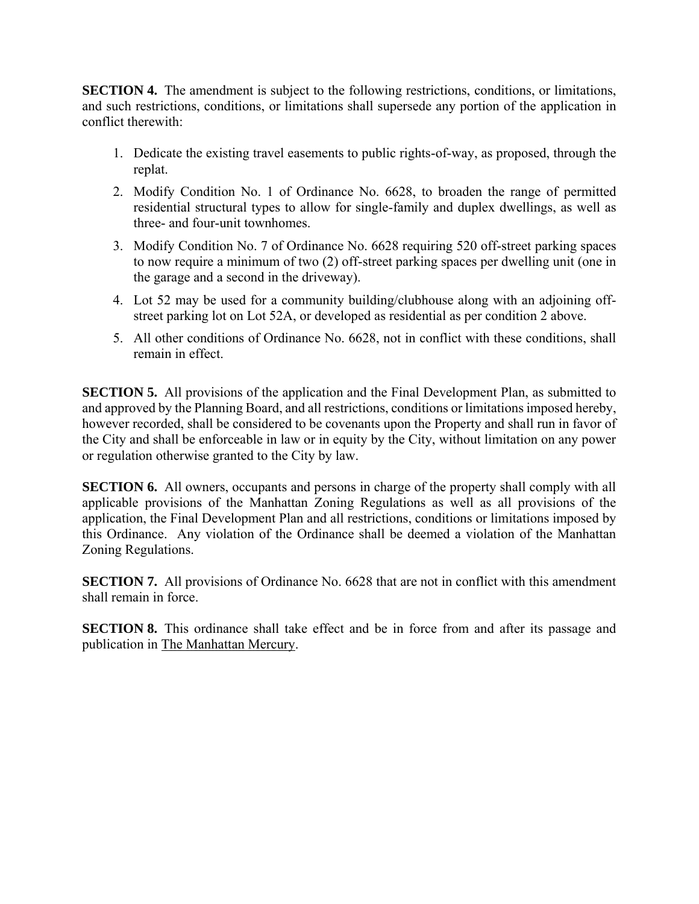**SECTION 4.** The amendment is subject to the following restrictions, conditions, or limitations, and such restrictions, conditions, or limitations shall supersede any portion of the application in conflict therewith:

1. Dedicate the existing travel easements to public rights-of-way, as proposed, through the replat.
2. Modify Condition No. 1 of Ordinance No. 6628, to broaden the range of permitted residential structural types to allow for single-family and duplex dwellings, as well as three- and four-unit townhomes.
3. Modify Condition No. 7 of Ordinance No. 6628 requiring 520 off-street parking spaces to now require a minimum of two (2) off-street parking spaces per dwelling unit (one in the garage and a second in the driveway).
4. Lot 52 may be used for a community building/clubhouse along with an adjoining off-street parking lot on Lot 52A, or developed as residential as per condition 2 above.
5. All other conditions of Ordinance No. 6628, not in conflict with these conditions, shall remain in effect.

**SECTION 5.** All provisions of the application and the Final Development Plan, as submitted to and approved by the Planning Board, and all restrictions, conditions or limitations imposed hereby, however recorded, shall be considered to be covenants upon the Property and shall run in favor of the City and shall be enforceable in law or in equity by the City, without limitation on any power or regulation otherwise granted to the City by law.

**SECTION 6.** All owners, occupants and persons in charge of the property shall comply with all applicable provisions of the Manhattan Zoning Regulations as well as all provisions of the application, the Final Development Plan and all restrictions, conditions or limitations imposed by this Ordinance. Any violation of the Ordinance shall be deemed a violation of the Manhattan Zoning Regulations.

**SECTION 7.** All provisions of Ordinance No. 6628 that are not in conflict with this amendment shall remain in force.

**SECTION 8.** This ordinance shall take effect and be in force from and after its passage and publication in The Manhattan Mercury.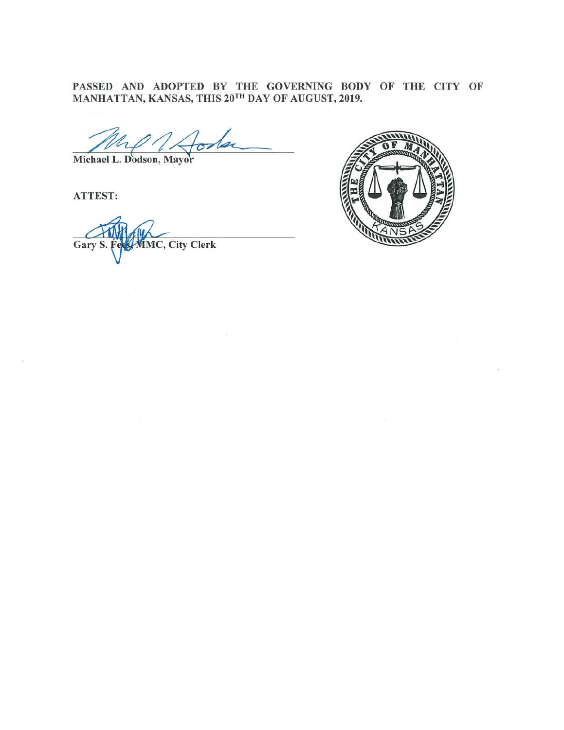**PASSED AND ADOPTED BY THE GOVERNING BODY OF THE CITY OF MANHATTAN, KANSAS, THIS 20TH DAY OF AUGUST, 2019.**

Michael L. Dodson, Mayor

ATTEST:

Gary S. Fees, MMC, City Clerk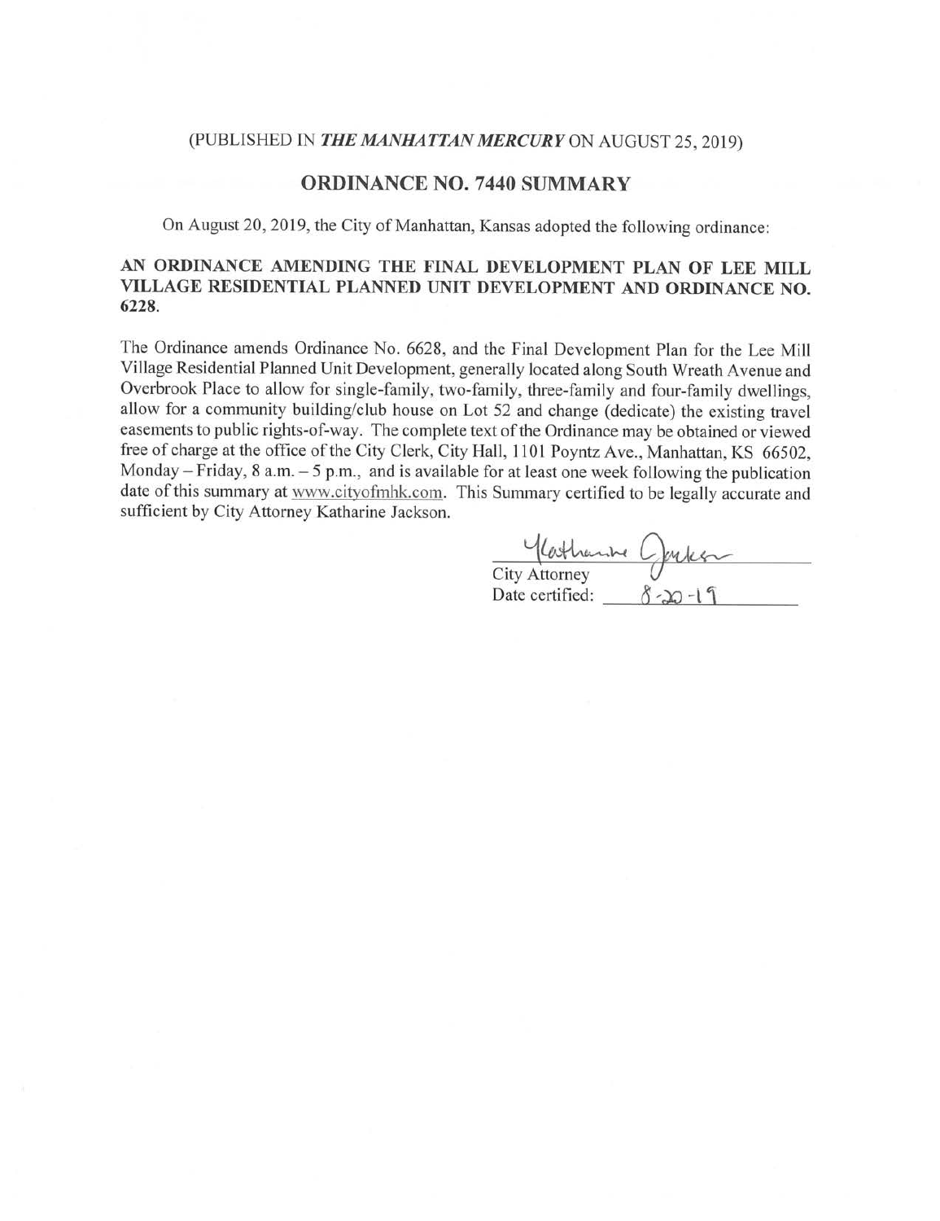(PUBLISHED IN ***THE MANHATTAN MERCURY*** ON AUGUST 25, 2019)

## ORDINANCE NO. 7440 SUMMARY

On August 20, 2019, the City of Manhattan, Kansas adopted the following ordinance:

**AN ORDINANCE AMENDING THE FINAL DEVELOPMENT PLAN OF LEE MILL VILLAGE RESIDENTIAL PLANNED UNIT DEVELOPMENT AND ORDINANCE NO. 6228.**

The Ordinance amends Ordinance No. 6628, and the Final Development Plan for the Lee Mill Village Residential Planned Unit Development, generally located along South Wreath Avenue and Overbrook Place to allow for single-family, two-family, three-family and four-family dwellings, allow for a community building/club house on Lot 52 and change (dedicate) the existing travel easements to public rights-of-way. The complete text of the Ordinance may be obtained or viewed free of charge at the office of the City Clerk, City Hall, 1101 Poyntz Ave., Manhattan, KS 66502, Monday – Friday, 8 a.m. – 5 p.m., and is available for at least one week following the publication date of this summary at www.cityofmhk.com. This Summary certified to be legally accurate and sufficient by City Attorney Katharine Jackson.

Katharine Jackson
City Attorney
Date certified: 8-20-19